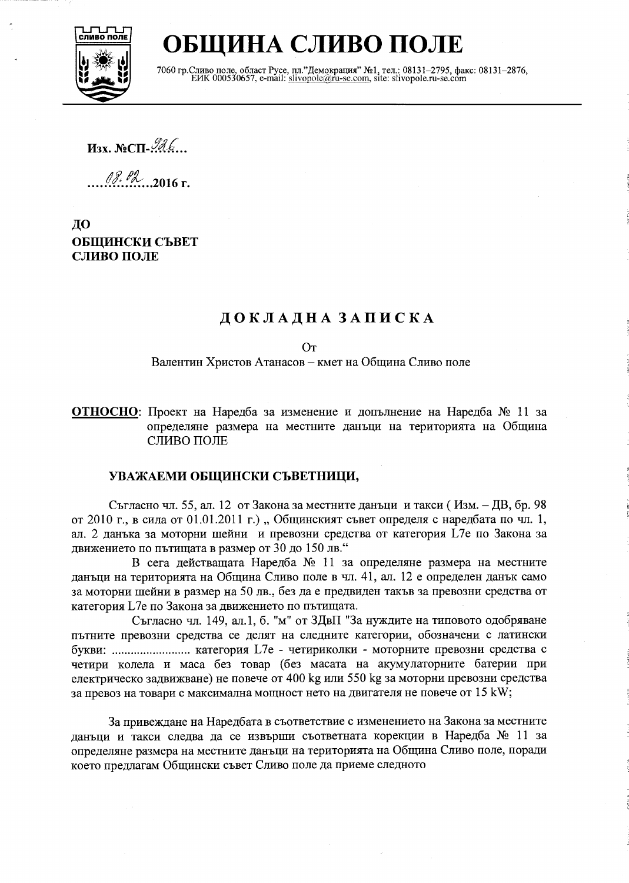# ОБЩИНА СЛИВО ПОЛЕ

7060 гр.Сливо поле, област Русе, пл."Демокрация" №1, тел.: 08131–2795, факс: 08131–2876, ЕИК 000530657, e-mail: slivopole@ru-se.com, site: slivopole.ru-se.com

**Изх. №СП-926...**

**....03.02......2016 г.**

**ДО**
**ОБЩИНСКИ СЪВЕТ**
**СЛИВО ПОЛЕ**

## ДОКЛАДНА ЗАПИСКА

От

Валентин Христов Атанасов – кмет на Община Сливо поле

**ОТНОСНО**: Проект на Наредба за изменение и допълнение на Наредба № 11 за определяне размера на местните данъци на територията на Община СЛИВО ПОЛЕ

**УВАЖАЕМИ ОБЩИНСКИ СЪВЕТНИЦИ,**

Съгласно чл. 55, ал. 12 от Закона за местните данъци и такси ( Изм. – ДВ, бр. 98 от 2010 г., в сила от 01.01.2011 г.) „ Общинският съвет определя с наредбата по чл. 1, ал. 2 данъка за моторни шейни и превозни средства от категория L7e по Закона за движението по пътищата в размер от 30 до 150 лв."

В сега действащата Наредба № 11 за определяне размера на местните данъци на територията на Община Сливо поле в чл. 41, ал. 12 е определен данък само за моторни шейни в размер на 50 лв., без да е предвиден такъв за превозни средства от категория L7e по Закона за движението по пътищата.

Съгласно чл. 149, ал.1, б. "м" от ЗДвП "За нуждите на типовото одобряване пътните превозни средства се делят на следните категории, обозначени с латински букви: ......................... категория L7e - четириколки - моторните превозни средства с четири колела и маса без товар (без масата на акумулаторните батерии при електрическо задвижване) не повече от 400 kg или 550 kg за моторни превозни средства за превоз на товари с максимална мощност нето на двигателя не повече от 15 kW;

За привеждане на Наредбата в съответствие с изменението на Закона за местните данъци и такси следва да се извърши съответната корекции в Наредба № 11 за определяне размера на местните данъци на територията на Община Сливо поле, поради което предлагам Общински съвет Сливо поле да приеме следното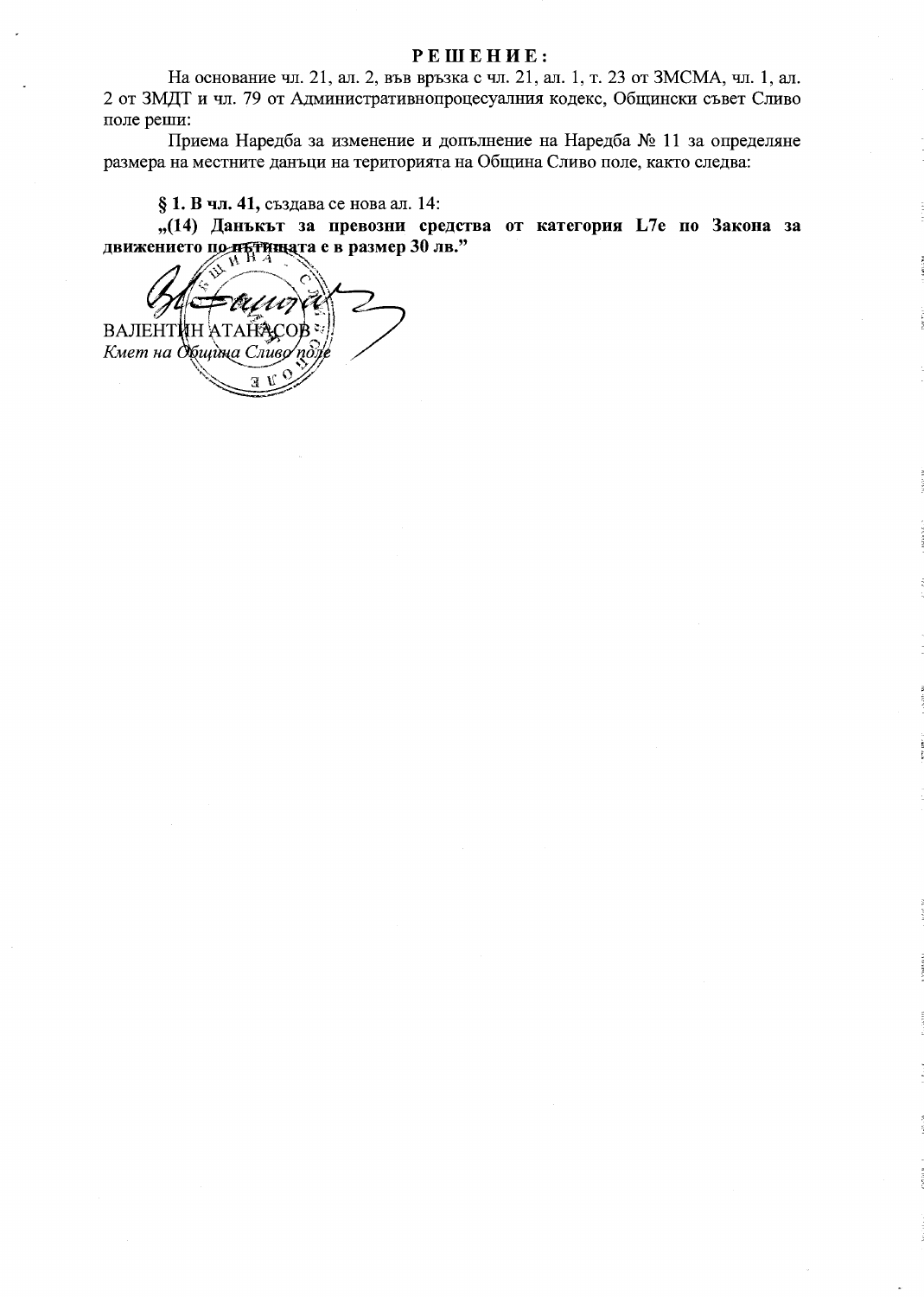# РЕШЕНИЕ:

На основание чл. 21, ал. 2, във връзка с чл. 21, ал. 1, т. 23 от ЗМСМА, чл. 1, ал. 2 от ЗМДТ и чл. 79 от Административнопроцесуалния кодекс, Общински съвет Сливо поле реши:

Приема Наредба за изменение и допълнение на Наредба № 11 за определяне размера на местните данъци на територията на Община Сливо поле, както следва:

**§ 1. В чл. 41,** създава се нова ал. 14:

**„(14) Данъкът за превозни средства от категория L7e по Закона за движението по пътищата е в размер 30 лв."**

ВАЛЕНТИН АТАНАСОВ

*Кмет на Община Сливо поле*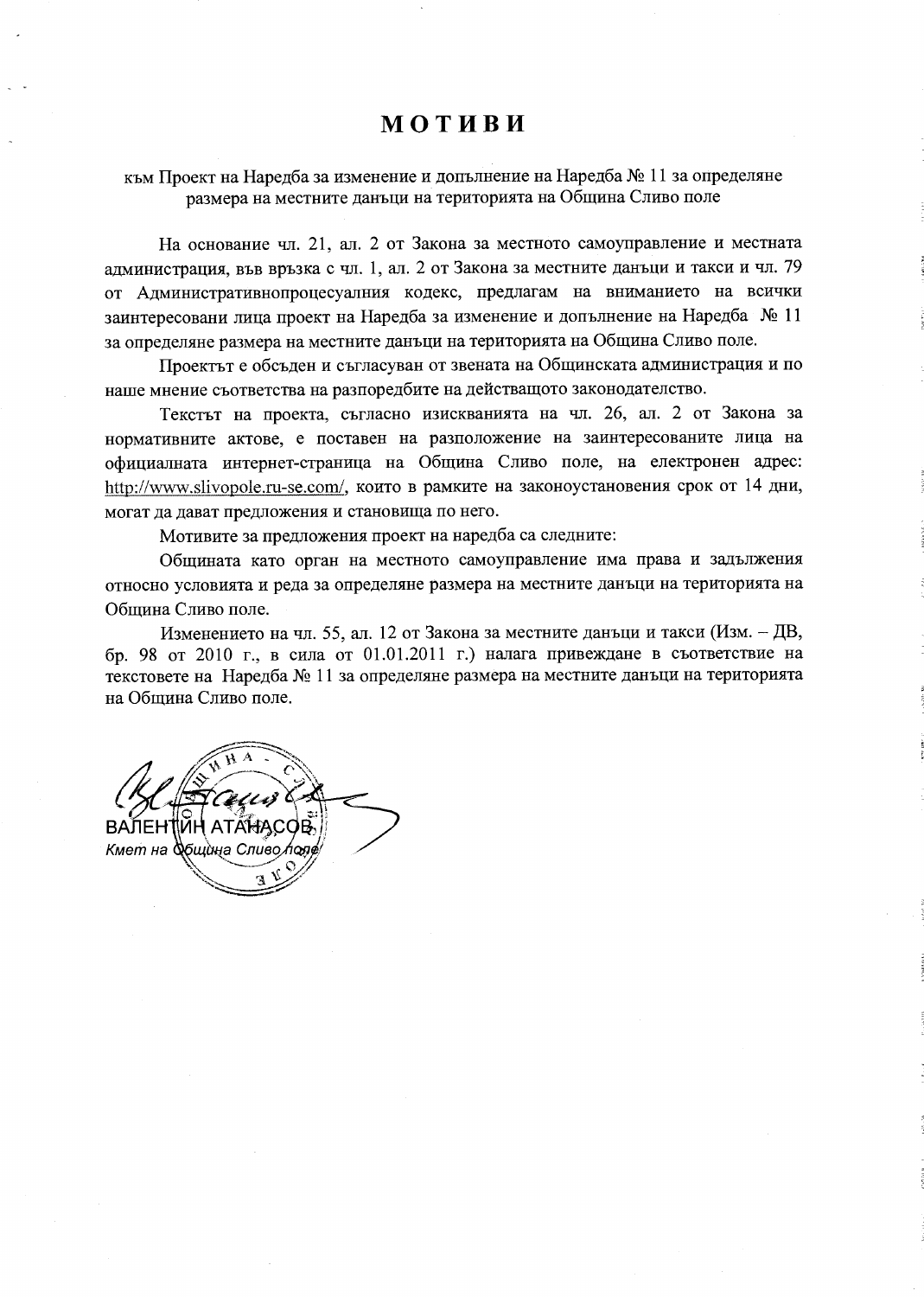# МОТИВИ

към Проект на Наредба за изменение и допълнение на Наредба № 11 за определяне размера на местните данъци на територията на Община Сливо поле

На основание чл. 21, ал. 2 от Закона за местното самоуправление и местната администрация, във връзка с чл. 1, ал. 2 от Закона за местните данъци и такси и чл. 79 от Административнопроцесуалния кодекс, предлагам на вниманието на всички заинтересовани лица проект на Наредба за изменение и допълнение на Наредба № 11 за определяне размера на местните данъци на територията на Община Сливо поле.

Проектът е обсъден и съгласуван от звената на Общинската администрация и по наше мнение съответства на разпоредбите на действащото законодателство.

Текстът на проекта, съгласно изискванията на чл. 26, ал. 2 от Закона за нормативните актове, е поставен на разположение на заинтересованите лица на официалната интернет-страница на Община Сливо поле, на електронен адрес: http://www.slivopole.ru-se.com/, които в рамките на законоустановения срок от 14 дни, могат да дават предложения и становища по него.

Мотивите за предложения проект на наредба са следните:

Общината като орган на местното самоуправление има права и задължения относно условията и реда за определяне размера на местните данъци на територията на Община Сливо поле.

Изменението на чл. 55, ал. 12 от Закона за местните данъци и такси (Изм. – ДВ, бр. 98 от 2010 г., в сила от 01.01.2011 г.) налага привеждане в съответствие на текстовете на Наредба № 11 за определяне размера на местните данъци на територията на Община Сливо поле.

ВАЛЕНТИН АТАНАСОВ

*Кмет на Община Сливо поле*